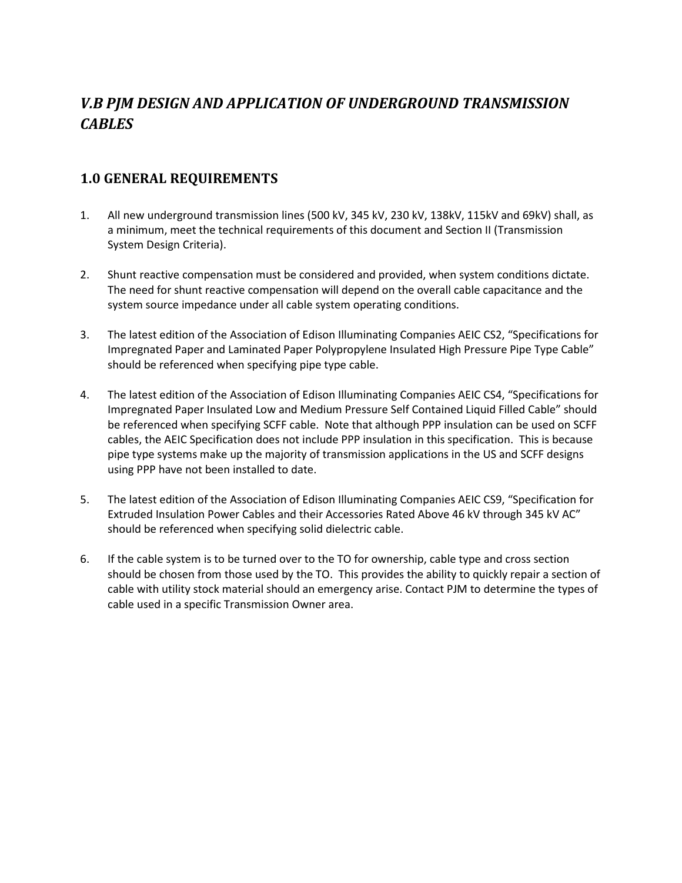# *V.B PJM DESIGN AND APPLICATION OF UNDERGROUND TRANSMISSION CABLES*

## 1.0 GENERAL REQUIREMENTS

1. All new underground transmission lines (500 kV, 345 kV, 230 kV, 138kV, 115kV and 69kV) shall, as a minimum, meet the technical requirements of this document and Section II (Transmission System Design Criteria).

2. Shunt reactive compensation must be considered and provided, when system conditions dictate. The need for shunt reactive compensation will depend on the overall cable capacitance and the system source impedance under all cable system operating conditions.

3. The latest edition of the Association of Edison Illuminating Companies AEIC CS2, "Specifications for Impregnated Paper and Laminated Paper Polypropylene Insulated High Pressure Pipe Type Cable" should be referenced when specifying pipe type cable.

4. The latest edition of the Association of Edison Illuminating Companies AEIC CS4, "Specifications for Impregnated Paper Insulated Low and Medium Pressure Self Contained Liquid Filled Cable" should be referenced when specifying SCFF cable. Note that although PPP insulation can be used on SCFF cables, the AEIC Specification does not include PPP insulation in this specification. This is because pipe type systems make up the majority of transmission applications in the US and SCFF designs using PPP have not been installed to date.

5. The latest edition of the Association of Edison Illuminating Companies AEIC CS9, "Specification for Extruded Insulation Power Cables and their Accessories Rated Above 46 kV through 345 kV AC" should be referenced when specifying solid dielectric cable.

6. If the cable system is to be turned over to the TO for ownership, cable type and cross section should be chosen from those used by the TO. This provides the ability to quickly repair a section of cable with utility stock material should an emergency arise. Contact PJM to determine the types of cable used in a specific Transmission Owner area.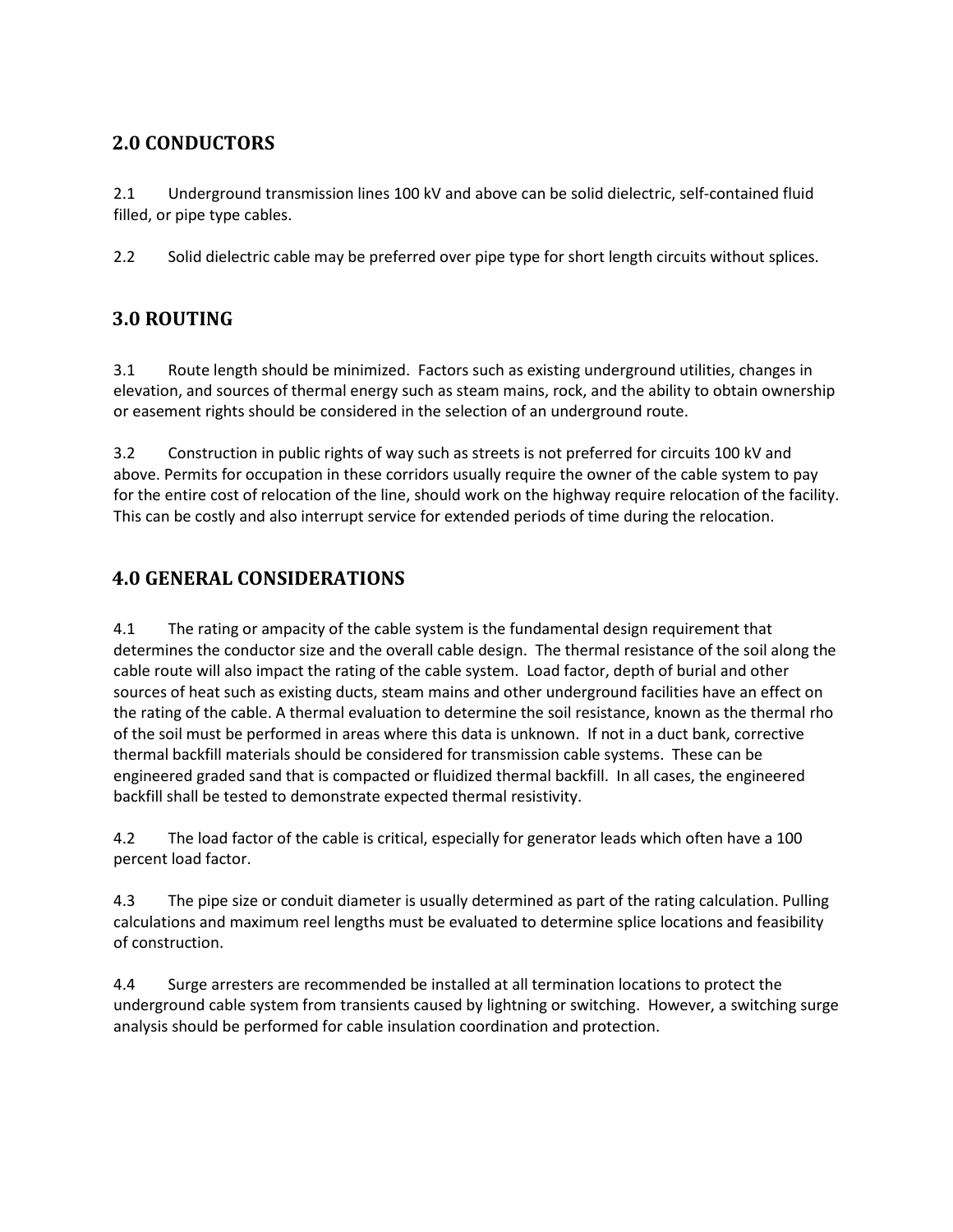## 2.0 CONDUCTORS

2.1 Underground transmission lines 100 kV and above can be solid dielectric, self-contained fluid filled, or pipe type cables.

2.2 Solid dielectric cable may be preferred over pipe type for short length circuits without splices.

## 3.0 ROUTING

3.1 Route length should be minimized. Factors such as existing underground utilities, changes in elevation, and sources of thermal energy such as steam mains, rock, and the ability to obtain ownership or easement rights should be considered in the selection of an underground route.

3.2 Construction in public rights of way such as streets is not preferred for circuits 100 kV and above. Permits for occupation in these corridors usually require the owner of the cable system to pay for the entire cost of relocation of the line, should work on the highway require relocation of the facility. This can be costly and also interrupt service for extended periods of time during the relocation.

## 4.0 GENERAL CONSIDERATIONS

4.1 The rating or ampacity of the cable system is the fundamental design requirement that determines the conductor size and the overall cable design. The thermal resistance of the soil along the cable route will also impact the rating of the cable system. Load factor, depth of burial and other sources of heat such as existing ducts, steam mains and other underground facilities have an effect on the rating of the cable. A thermal evaluation to determine the soil resistance, known as the thermal rho of the soil must be performed in areas where this data is unknown. If not in a duct bank, corrective thermal backfill materials should be considered for transmission cable systems. These can be engineered graded sand that is compacted or fluidized thermal backfill. In all cases, the engineered backfill shall be tested to demonstrate expected thermal resistivity.

4.2 The load factor of the cable is critical, especially for generator leads which often have a 100 percent load factor.

4.3 The pipe size or conduit diameter is usually determined as part of the rating calculation. Pulling calculations and maximum reel lengths must be evaluated to determine splice locations and feasibility of construction.

4.4 Surge arresters are recommended be installed at all termination locations to protect the underground cable system from transients caused by lightning or switching. However, a switching surge analysis should be performed for cable insulation coordination and protection.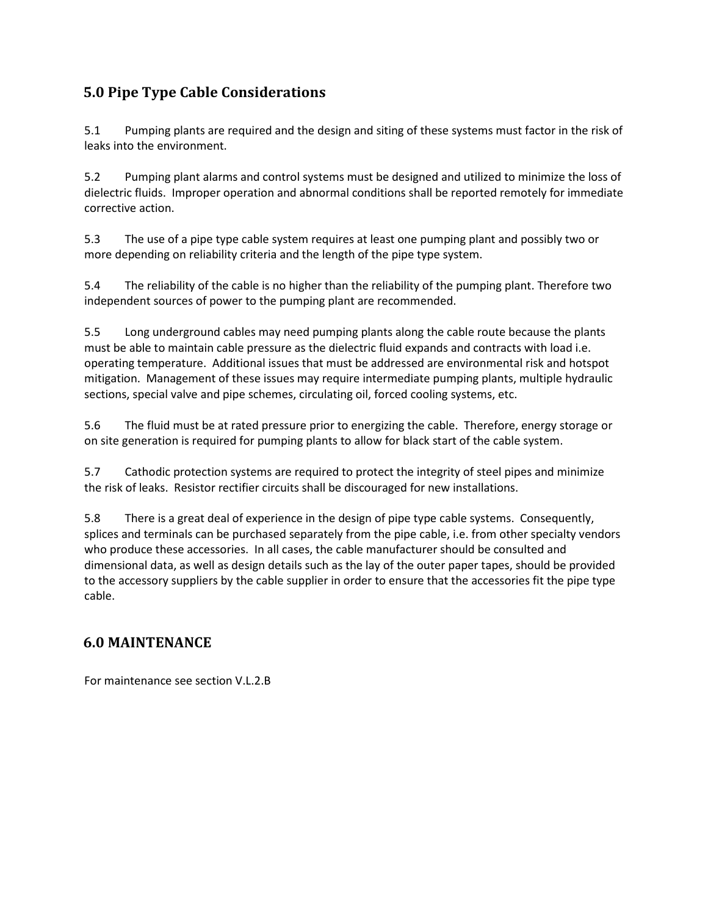## 5.0 Pipe Type Cable Considerations

5.1 Pumping plants are required and the design and siting of these systems must factor in the risk of leaks into the environment.

5.2 Pumping plant alarms and control systems must be designed and utilized to minimize the loss of dielectric fluids. Improper operation and abnormal conditions shall be reported remotely for immediate corrective action.

5.3 The use of a pipe type cable system requires at least one pumping plant and possibly two or more depending on reliability criteria and the length of the pipe type system.

5.4 The reliability of the cable is no higher than the reliability of the pumping plant. Therefore two independent sources of power to the pumping plant are recommended.

5.5 Long underground cables may need pumping plants along the cable route because the plants must be able to maintain cable pressure as the dielectric fluid expands and contracts with load i.e. operating temperature. Additional issues that must be addressed are environmental risk and hotspot mitigation. Management of these issues may require intermediate pumping plants, multiple hydraulic sections, special valve and pipe schemes, circulating oil, forced cooling systems, etc.

5.6 The fluid must be at rated pressure prior to energizing the cable. Therefore, energy storage or on site generation is required for pumping plants to allow for black start of the cable system.

5.7 Cathodic protection systems are required to protect the integrity of steel pipes and minimize the risk of leaks. Resistor rectifier circuits shall be discouraged for new installations.

5.8 There is a great deal of experience in the design of pipe type cable systems. Consequently, splices and terminals can be purchased separately from the pipe cable, i.e. from other specialty vendors who produce these accessories. In all cases, the cable manufacturer should be consulted and dimensional data, as well as design details such as the lay of the outer paper tapes, should be provided to the accessory suppliers by the cable supplier in order to ensure that the accessories fit the pipe type cable.

## 6.0 MAINTENANCE

For maintenance see section V.L.2.B